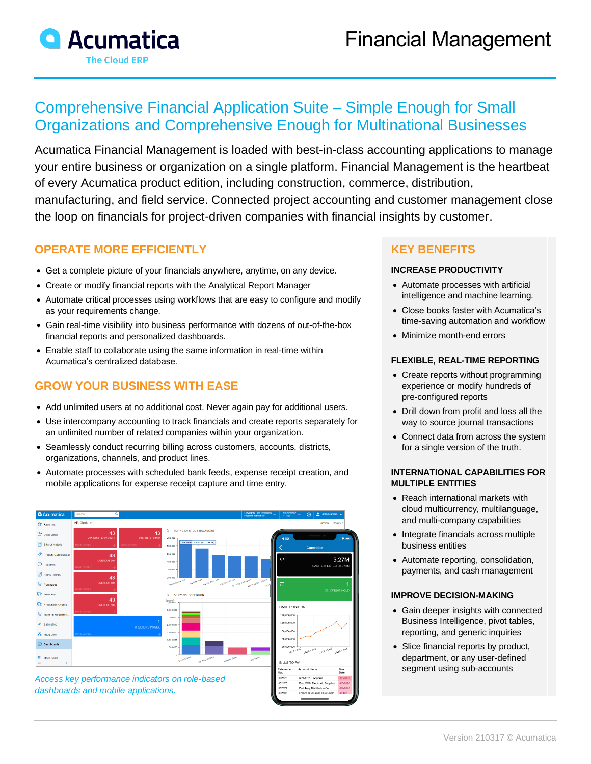# Financial Management

## Comprehensive Financial Application Suite – Simple Enough for Small Organizations and Comprehensive Enough for Multinational Businesses

Acumatica Financial Management is loaded with best-in-class accounting applications to manage your entire business or organization on a single platform. Financial Management is the heartbeat of every Acumatica product edition, including construction, commerce, distribution, manufacturing, and field service. Connected project accounting and customer management close the loop on financials for project-driven companies with financial insights by customer.

## OPERATE MORE EFFICIENTLY

- Get a complete picture of your financials anywhere, anytime, on any device.
- Create or modify financial reports with the Analytical Report Manager
- Automate critical processes using workflows that are easy to configure and modify as your requirements change.
- Gain real-time visibility into business performance with dozens of out-of-the-box financial reports and personalized dashboards.
- Enable staff to collaborate using the same information in real-time within Acumatica's centralized database.

## GROW YOUR BUSINESS WITH EASE

- Add unlimited users at no additional cost. Never again pay for additional users.
- Use intercompany accounting to track financials and create reports separately for an unlimited number of related companies within your organization.
- Seamlessly conduct recurring billing across customers, accounts, districts, organizations, channels, and product lines.
- Automate processes with scheduled bank feeds, expense receipt creation, and mobile applications for expense receipt capture and time entry.

*Access key performance indicators on role-based dashboards and mobile applications.*

## KEY BENEFITS

### INCREASE PRODUCTIVITY

- Automate processes with artificial intelligence and machine learning.
- Close books faster with Acumatica's time-saving automation and workflow
- Minimize month-end errors

### FLEXIBLE, REAL-TIME REPORTING

- Create reports without programming experience or modify hundreds of pre-configured reports
- Drill down from profit and loss all the way to source journal transactions
- Connect data from across the system for a single version of the truth.

### INTERNATIONAL CAPABILITIES FOR MULTIPLE ENTITIES

- Reach international markets with cloud multicurrency, multilanguage, and multi-company capabilities
- Integrate financials across multiple business entities
- Automate reporting, consolidation, payments, and cash management

### IMPROVE DECISION-MAKING

- Gain deeper insights with connected Business Intelligence, pivot tables, reporting, and generic inquiries
- Slice financial reports by product, department, or any user-defined segment using sub-accounts

Version 210317 © Acumatica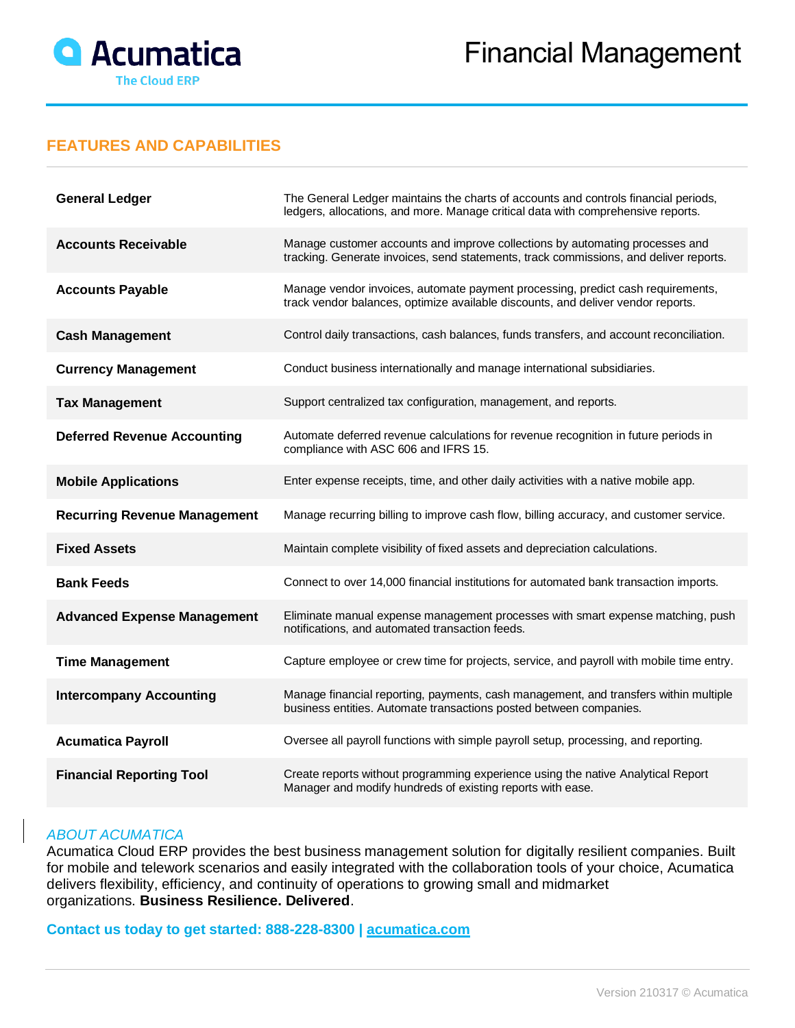# Financial Management

## FEATURES AND CAPABILITIES

| | |
|---|---|
| **General Ledger** | The General Ledger maintains the charts of accounts and controls financial periods, ledgers, allocations, and more. Manage critical data with comprehensive reports. |
| **Accounts Receivable** | Manage customer accounts and improve collections by automating processes and tracking. Generate invoices, send statements, track commissions, and deliver reports. |
| **Accounts Payable** | Manage vendor invoices, automate payment processing, predict cash requirements, track vendor balances, optimize available discounts, and deliver vendor reports. |
| **Cash Management** | Control daily transactions, cash balances, funds transfers, and account reconciliation. |
| **Currency Management** | Conduct business internationally and manage international subsidiaries. |
| **Tax Management** | Support centralized tax configuration, management, and reports. |
| **Deferred Revenue Accounting** | Automate deferred revenue calculations for revenue recognition in future periods in compliance with ASC 606 and IFRS 15. |
| **Mobile Applications** | Enter expense receipts, time, and other daily activities with a native mobile app. |
| **Recurring Revenue Management** | Manage recurring billing to improve cash flow, billing accuracy, and customer service. |
| **Fixed Assets** | Maintain complete visibility of fixed assets and depreciation calculations. |
| **Bank Feeds** | Connect to over 14,000 financial institutions for automated bank transaction imports. |
| **Advanced Expense Management** | Eliminate manual expense management processes with smart expense matching, push notifications, and automated transaction feeds. |
| **Time Management** | Capture employee or crew time for projects, service, and payroll with mobile time entry. |
| **Intercompany Accounting** | Manage financial reporting, payments, cash management, and transfers within multiple business entities. Automate transactions posted between companies. |
| **Acumatica Payroll** | Oversee all payroll functions with simple payroll setup, processing, and reporting. |
| **Financial Reporting Tool** | Create reports without programming experience using the native Analytical Report Manager and modify hundreds of existing reports with ease. |

### *ABOUT ACUMATICA*

Acumatica Cloud ERP provides the best business management solution for digitally resilient companies. Built for mobile and telework scenarios and easily integrated with the collaboration tools of your choice, Acumatica delivers flexibility, efficiency, and continuity of operations to growing small and midmarket organizations. **Business Resilience. Delivered**.

**Contact us today to get started: 888-228-8300 | acumatica.com**

Version 210317 © Acumatica